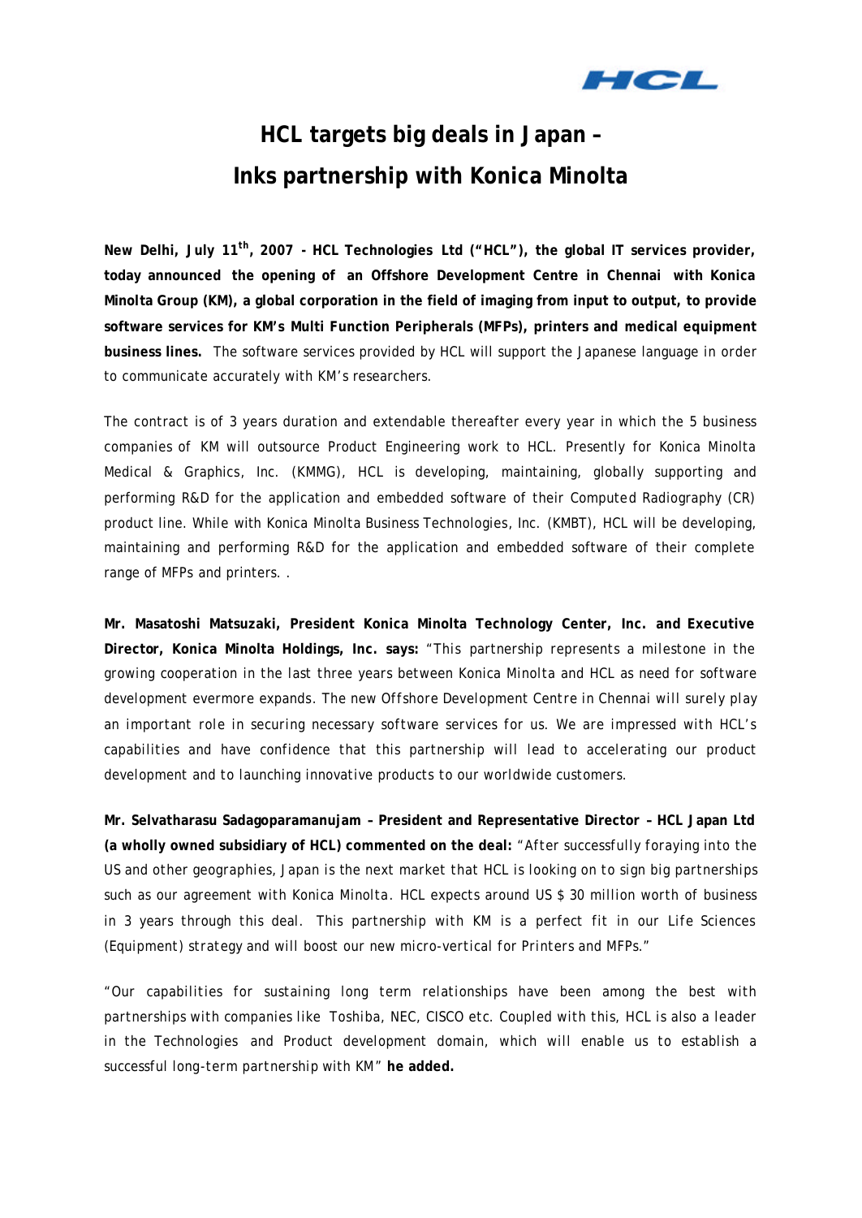# HCL targets big deals in Japan – Inks partnership with Konica Minolta

**New Delhi, July 11th, 2007 - HCL Technologies Ltd ("HCL"), the global IT services provider, today announced the opening of an Offshore Development Centre in Chennai with Konica Minolta Group (KM), a global corporation in the field of imaging from input to output, to provide software services for KM's Multi Function Peripherals (MFPs), printers and medical equipment business lines.** The software services provided by HCL will support the Japanese language in order to communicate accurately with KM's researchers.

The contract is of 3 years duration and extendable thereafter every year in which the 5 business companies of KM will outsource Product Engineering work to HCL. Presently for Konica Minolta Medical & Graphics, Inc. (KMMG), HCL is developing, maintaining, globally supporting and performing R&D for the application and embedded software of their Computed Radiography (CR) product line. While with Konica Minolta Business Technologies, Inc. (KMBT), HCL will be developing, maintaining and performing R&D for the application and embedded software of their complete range of MFPs and printers. .

**Mr. Masatoshi Matsuzaki, President Konica Minolta Technology Center, Inc. and Executive Director, Konica Minolta Holdings, Inc. says:** "This partnership represents a milestone in the growing cooperation in the last three years between Konica Minolta and HCL as need for software development evermore expands. The new Offshore Development Centre in Chennai will surely play an important role in securing necessary software services for us. We are impressed with HCL's capabilities and have confidence that this partnership will lead to accelerating our product development and to launching innovative products to our worldwide customers.

**Mr. Selvatharasu Sadagoparamanujam – President and Representative Director – HCL Japan Ltd (a wholly owned subsidiary of HCL) commented on the deal:** "After successfully foraying into the US and other geographies, Japan is the next market that HCL is looking on to sign big partnerships such as our agreement with Konica Minolta. HCL expects around US $ 30 million worth of business in 3 years through this deal. This partnership with KM is a perfect fit in our Life Sciences (Equipment) strategy and will boost our new micro-vertical for Printers and MFPs."

"Our capabilities for sustaining long term relationships have been among the best with partnerships with companies like Toshiba, NEC, CISCO etc. Coupled with this, HCL is also a leader in the Technologies and Product development domain, which will enable us to establish a successful long-term partnership with KM" **he added.**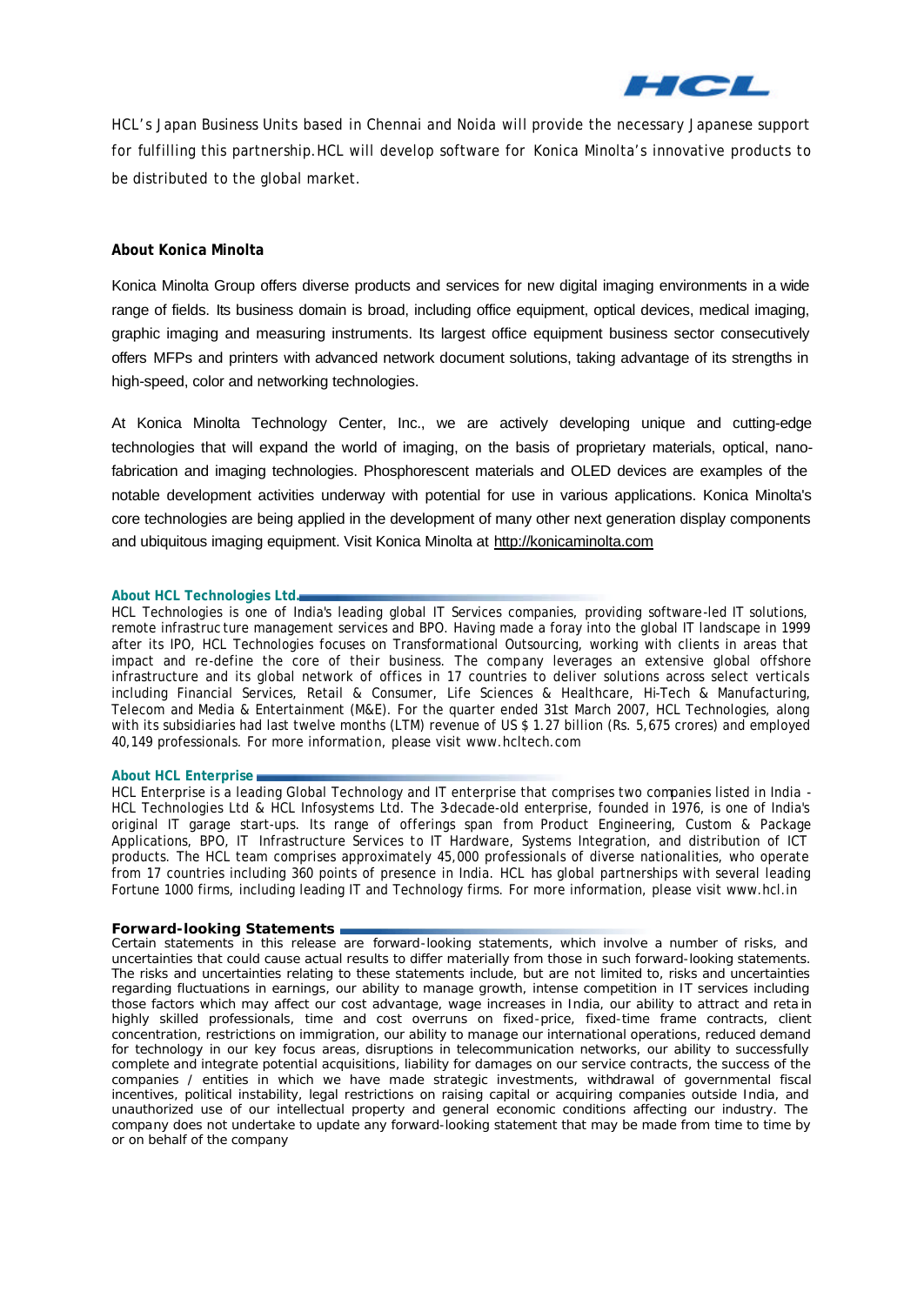HCL's Japan Business Units based in Chennai and Noida will provide the necessary Japanese support for fulfilling this partnership. HCL will develop software for Konica Minolta's innovative products to be distributed to the global market.

**About Konica Minolta**

Konica Minolta Group offers diverse products and services for new digital imaging environments in a wide range of fields. Its business domain is broad, including office equipment, optical devices, medical imaging, graphic imaging and measuring instruments. Its largest office equipment business sector consecutively offers MFPs and printers with advanced network document solutions, taking advantage of its strengths in high-speed, color and networking technologies.

At Konica Minolta Technology Center, Inc., we are actively developing unique and cutting-edge technologies that will expand the world of imaging, on the basis of proprietary materials, optical, nano-fabrication and imaging technologies. Phosphorescent materials and OLED devices are examples of the notable development activities underway with potential for use in various applications. Konica Minolta's core technologies are being applied in the development of many other next generation display components and ubiquitous imaging equipment. Visit Konica Minolta at http://konicaminolta.com

**About HCL Technologies Ltd.**

HCL Technologies is one of India's leading global IT Services companies, providing software-led IT solutions, remote infrastructure management services and BPO. Having made a foray into the global IT landscape in 1999 after its IPO, HCL Technologies focuses on Transformational Outsourcing, working with clients in areas that impact and re-define the core of their business. The company leverages an extensive global offshore infrastructure and its global network of offices in 17 countries to deliver solutions across select verticals including Financial Services, Retail & Consumer, Life Sciences & Healthcare, Hi-Tech & Manufacturing, Telecom and Media & Entertainment (M&E). For the quarter ended 31st March 2007, HCL Technologies, along with its subsidiaries had last twelve months (LTM) revenue of US $ 1.27 billion (Rs. 5,675 crores) and employed 40,149 professionals. For more information, please visit www.hcltech.com

**About HCL Enterprise**

HCL Enterprise is a leading Global Technology and IT enterprise that comprises two companies listed in India - HCL Technologies Ltd & HCL Infosystems Ltd. The 3-decade-old enterprise, founded in 1976, is one of India's original IT garage start-ups. Its range of offerings span from Product Engineering, Custom & Package Applications, BPO, IT Infrastructure Services to IT Hardware, Systems Integration, and distribution of ICT products. The HCL team comprises approximately 45,000 professionals of diverse nationalities, who operate from 17 countries including 360 points of presence in India. HCL has global partnerships with several leading Fortune 1000 firms, including leading IT and Technology firms. For more information, please visit www.hcl.in

**Forward-looking Statements**

Certain statements in this release are forward-looking statements, which involve a number of risks, and uncertainties that could cause actual results to differ materially from those in such forward-looking statements. The risks and uncertainties relating to these statements include, but are not limited to, risks and uncertainties regarding fluctuations in earnings, our ability to manage growth, intense competition in IT services including those factors which may affect our cost advantage, wage increases in India, our ability to attract and retain highly skilled professionals, time and cost overruns on fixed-price, fixed-time frame contracts, client concentration, restrictions on immigration, our ability to manage our international operations, reduced demand for technology in our key focus areas, disruptions in telecommunication networks, our ability to successfully complete and integrate potential acquisitions, liability for damages on our service contracts, the success of the companies / entities in which we have made strategic investments, withdrawal of governmental fiscal incentives, political instability, legal restrictions on raising capital or acquiring companies outside India, and unauthorized use of our intellectual property and general economic conditions affecting our industry. The company does not undertake to update any forward-looking statement that may be made from time to time by or on behalf of the company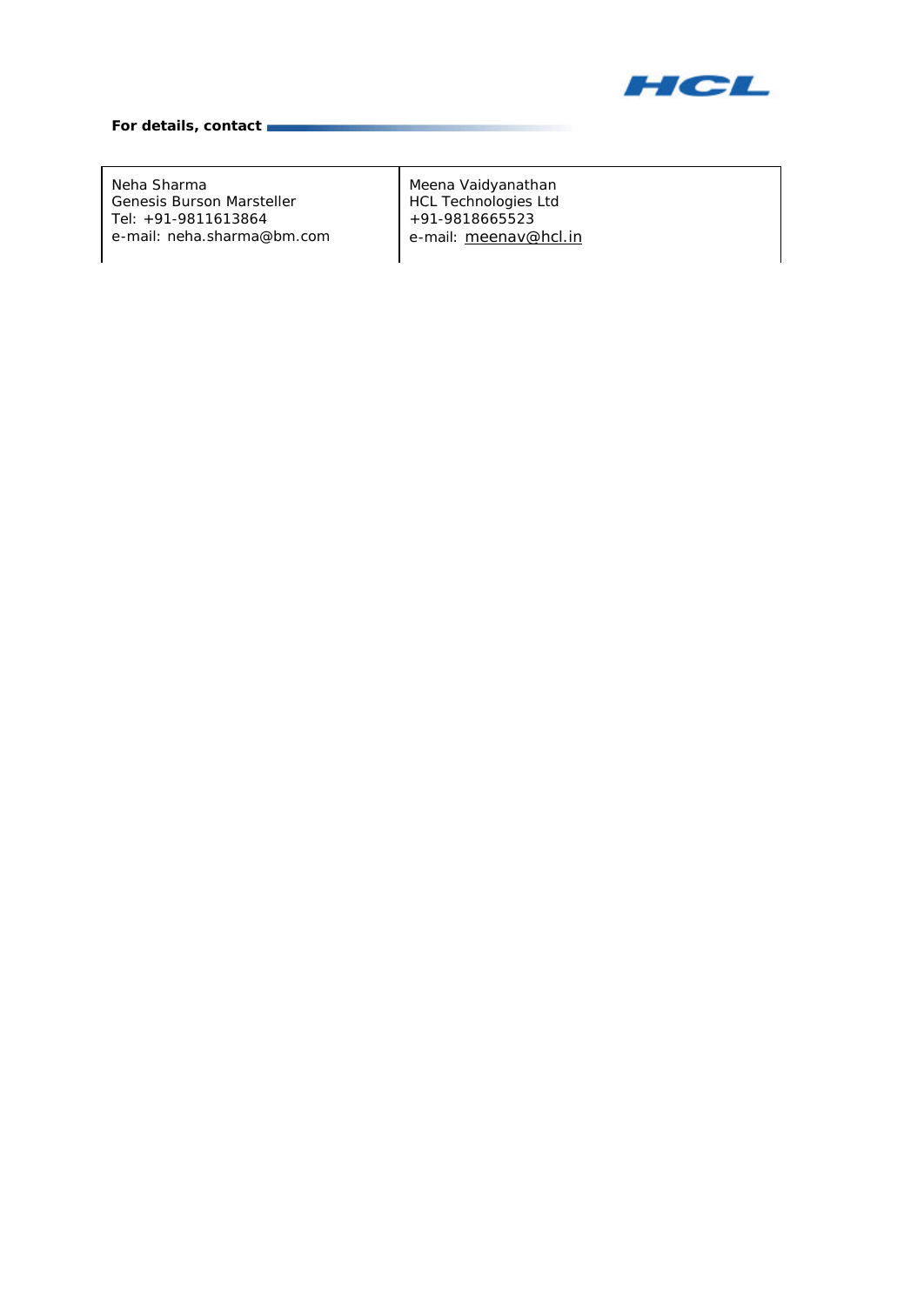**For details, contact**

| | |
|---|---|
| Neha Sharma<br>Genesis Burson Marsteller<br>Tel: +91-9811613864<br>e-mail: neha.sharma@bm.com | Meena Vaidyanathan<br>HCL Technologies Ltd<br>+91-9818665523<br>e-mail: meenav@hcl.in |